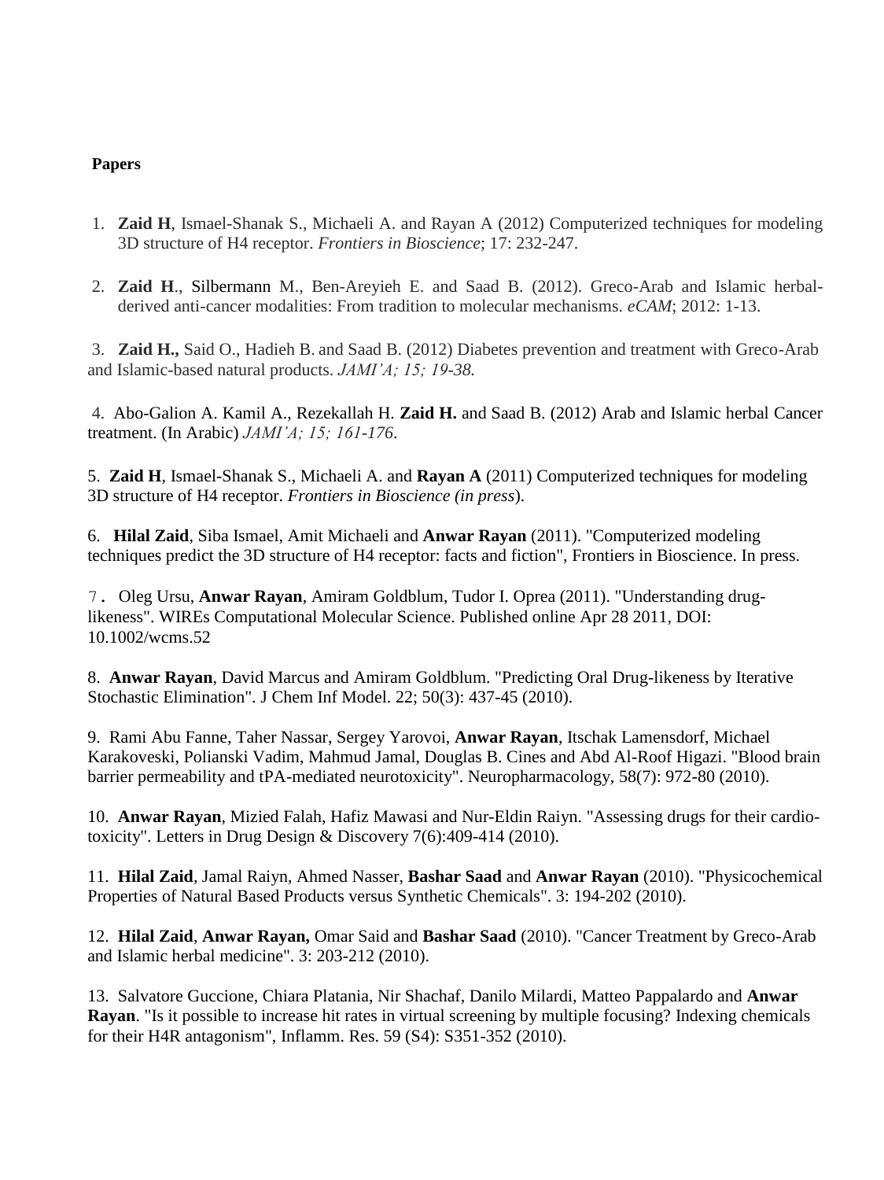**Papers**

1. **Zaid H**, Ismael-Shanak S., Michaeli A. and Rayan A (2012) Computerized techniques for modeling 3D structure of H4 receptor. *Frontiers in Bioscience*; 17: 232-247.

2. **Zaid H**., Silbermann M., Ben-Areyieh E. and Saad B. (2012). Greco-Arab and Islamic herbal-derived anti-cancer modalities: From tradition to molecular mechanisms. *eCAM*; 2012: 1-13.

3. **Zaid H.,** Said O., Hadieh B. and Saad B. (2012) Diabetes prevention and treatment with Greco-Arab and Islamic-based natural products. *JAMI'A; 15; 19-38.*

4. Abo-Galion A. Kamil A., Rezekallah H. **Zaid H.** and Saad B. (2012) Arab and Islamic herbal Cancer treatment. (In Arabic) *JAMI'A; 15; 161-176*.

5. **Zaid H**, Ismael-Shanak S., Michaeli A. and **Rayan A** (2011) Computerized techniques for modeling 3D structure of H4 receptor. *Frontiers in Bioscience (in press*).

6. **Hilal Zaid**, Siba Ismael, Amit Michaeli and **Anwar Rayan** (2011). "Computerized modeling techniques predict the 3D structure of H4 receptor: facts and fiction", Frontiers in Bioscience. In press.

7. Oleg Ursu, **Anwar Rayan**, Amiram Goldblum, Tudor I. Oprea (2011). "Understanding drug-likeness". WIREs Computational Molecular Science. Published online Apr 28 2011, DOI: 10.1002/wcms.52

8. **Anwar Rayan**, David Marcus and Amiram Goldblum. "Predicting Oral Drug-likeness by Iterative Stochastic Elimination". J Chem Inf Model. 22; 50(3): 437-45 (2010).

9. Rami Abu Fanne, Taher Nassar, Sergey Yarovoi, **Anwar Rayan**, Itschak Lamensdorf, Michael Karakoveski, Polianski Vadim, Mahmud Jamal, Douglas B. Cines and Abd Al-Roof Higazi. "Blood brain barrier permeability and tPA-mediated neurotoxicity". Neuropharmacology, 58(7): 972-80 (2010).

10. **Anwar Rayan**, Mizied Falah, Hafiz Mawasi and Nur-Eldin Raiyn. "Assessing drugs for their cardio-toxicity". Letters in Drug Design & Discovery 7(6):409-414 (2010).

11. **Hilal Zaid**, Jamal Raiyn, Ahmed Nasser, **Bashar Saad** and **Anwar Rayan** (2010). "Physicochemical Properties of Natural Based Products versus Synthetic Chemicals". 3: 194-202 (2010).

12. **Hilal Zaid**, **Anwar Rayan,** Omar Said and **Bashar Saad** (2010). "Cancer Treatment by Greco-Arab and Islamic herbal medicine". 3: 203-212 (2010).

13. Salvatore Guccione, Chiara Platania, Nir Shachaf, Danilo Milardi, Matteo Pappalardo and **Anwar Rayan**. "Is it possible to increase hit rates in virtual screening by multiple focusing? Indexing chemicals for their H4R antagonism", Inflamm. Res. 59 (S4): S351-352 (2010).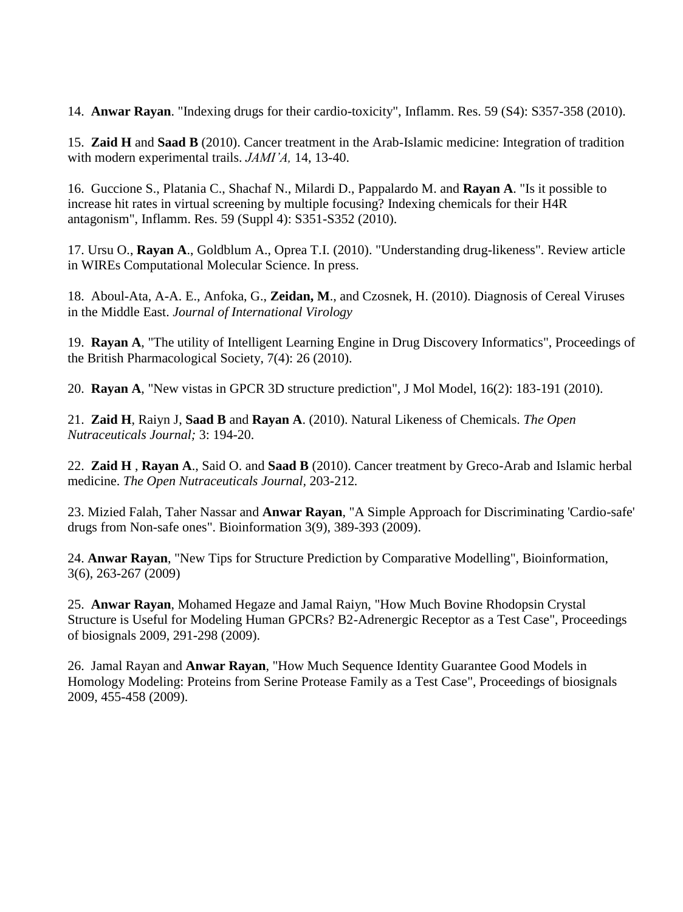14. **Anwar Rayan**. "Indexing drugs for their cardio-toxicity", Inflamm. Res. 59 (S4): S357-358 (2010).

15. **Zaid H** and **Saad B** (2010). Cancer treatment in the Arab-Islamic medicine: Integration of tradition with modern experimental trails. *JAMI'A,* 14, 13-40.

16. Guccione S., Platania C., Shachaf N., Milardi D., Pappalardo M. and **Rayan A**. "Is it possible to increase hit rates in virtual screening by multiple focusing? Indexing chemicals for their H4R antagonism", Inflamm. Res. 59 (Suppl 4): S351-S352 (2010).

17. Ursu O., **Rayan A**., Goldblum A., Oprea T.I. (2010). "Understanding drug-likeness". Review article in WIREs Computational Molecular Science. In press.

18. Aboul-Ata, A-A. E., Anfoka, G., **Zeidan, M**., and Czosnek, H. (2010). Diagnosis of Cereal Viruses in the Middle East. *Journal of International Virology*

19. **Rayan A**, "The utility of Intelligent Learning Engine in Drug Discovery Informatics", Proceedings of the British Pharmacological Society, 7(4): 26 (2010).

20. **Rayan A**, "New vistas in GPCR 3D structure prediction", J Mol Model, 16(2): 183-191 (2010).

21. **Zaid H**, Raiyn J, **Saad B** and **Rayan A**. (2010). Natural Likeness of Chemicals. *The Open Nutraceuticals Journal;* 3: 194-20.

22. **Zaid H** , **Rayan A**., Said O. and **Saad B** (2010). Cancer treatment by Greco-Arab and Islamic herbal medicine. *The Open Nutraceuticals Journal,* 203-212.

23. Mizied Falah, Taher Nassar and **Anwar Rayan**, "A Simple Approach for Discriminating 'Cardio-safe' drugs from Non-safe ones". Bioinformation 3(9), 389-393 (2009).

24. **Anwar Rayan**, "New Tips for Structure Prediction by Comparative Modelling", Bioinformation, 3(6), 263-267 (2009)

25. **Anwar Rayan**, Mohamed Hegaze and Jamal Raiyn, "How Much Bovine Rhodopsin Crystal Structure is Useful for Modeling Human GPCRs? B2-Adrenergic Receptor as a Test Case", Proceedings of biosignals 2009, 291-298 (2009).

26. Jamal Rayan and **Anwar Rayan**, "How Much Sequence Identity Guarantee Good Models in Homology Modeling: Proteins from Serine Protease Family as a Test Case", Proceedings of biosignals 2009, 455-458 (2009).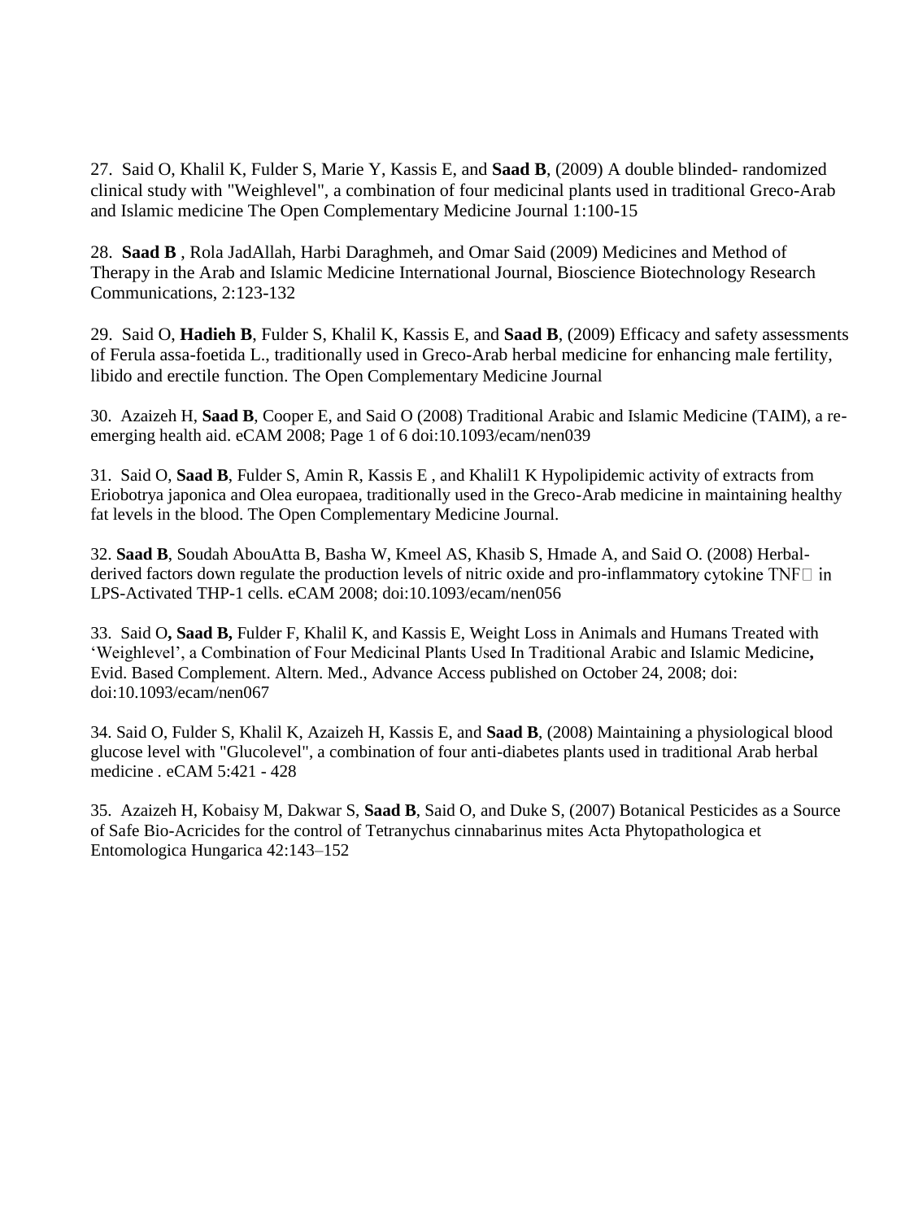27. Said O, Khalil K, Fulder S, Marie Y, Kassis E, and **Saad B**, (2009) A double blinded- randomized clinical study with "Weighlevel", a combination of four medicinal plants used in traditional Greco-Arab and Islamic medicine The Open Complementary Medicine Journal 1:100-15

28. **Saad B** , Rola JadAllah, Harbi Daraghmeh, and Omar Said (2009) Medicines and Method of Therapy in the Arab and Islamic Medicine International Journal, Bioscience Biotechnology Research Communications, 2:123-132

29. Said O, **Hadieh B**, Fulder S, Khalil K, Kassis E, and **Saad B**, (2009) Efficacy and safety assessments of Ferula assa-foetida L., traditionally used in Greco-Arab herbal medicine for enhancing male fertility, libido and erectile function. The Open Complementary Medicine Journal

30. Azaizeh H, **Saad B**, Cooper E, and Said O (2008) Traditional Arabic and Islamic Medicine (TAIM), a re-emerging health aid. eCAM 2008; Page 1 of 6 doi:10.1093/ecam/nen039

31. Said O, **Saad B**, Fulder S, Amin R, Kassis E , and Khalil1 K Hypolipidemic activity of extracts from Eriobotrya japonica and Olea europaea, traditionally used in the Greco-Arab medicine in maintaining healthy fat levels in the blood. The Open Complementary Medicine Journal.

32. **Saad B**, Soudah AbouAtta B, Basha W, Kmeel AS, Khasib S, Hmade A, and Said O. (2008) Herbal-derived factors down regulate the production levels of nitric oxide and pro-inflammatory cytokine TNF□ in LPS-Activated THP-1 cells. eCAM 2008; doi:10.1093/ecam/nen056

33. Said O**, Saad B,** Fulder F, Khalil K, and Kassis E, Weight Loss in Animals and Humans Treated with 'Weighlevel', a Combination of Four Medicinal Plants Used In Traditional Arabic and Islamic Medicine**,** Evid. Based Complement. Altern. Med., Advance Access published on October 24, 2008; doi: doi:10.1093/ecam/nen067

34. Said O, Fulder S, Khalil K, Azaizeh H, Kassis E, and **Saad B**, (2008) Maintaining a physiological blood glucose level with "Glucolevel", a combination of four anti-diabetes plants used in traditional Arab herbal medicine . eCAM 5:421 - 428

35. Azaizeh H, Kobaisy M, Dakwar S, **Saad B**, Said O, and Duke S, (2007) Botanical Pesticides as a Source of Safe Bio-Acricides for the control of Tetranychus cinnabarinus mites Acta Phytopathologica et Entomologica Hungarica 42:143–152